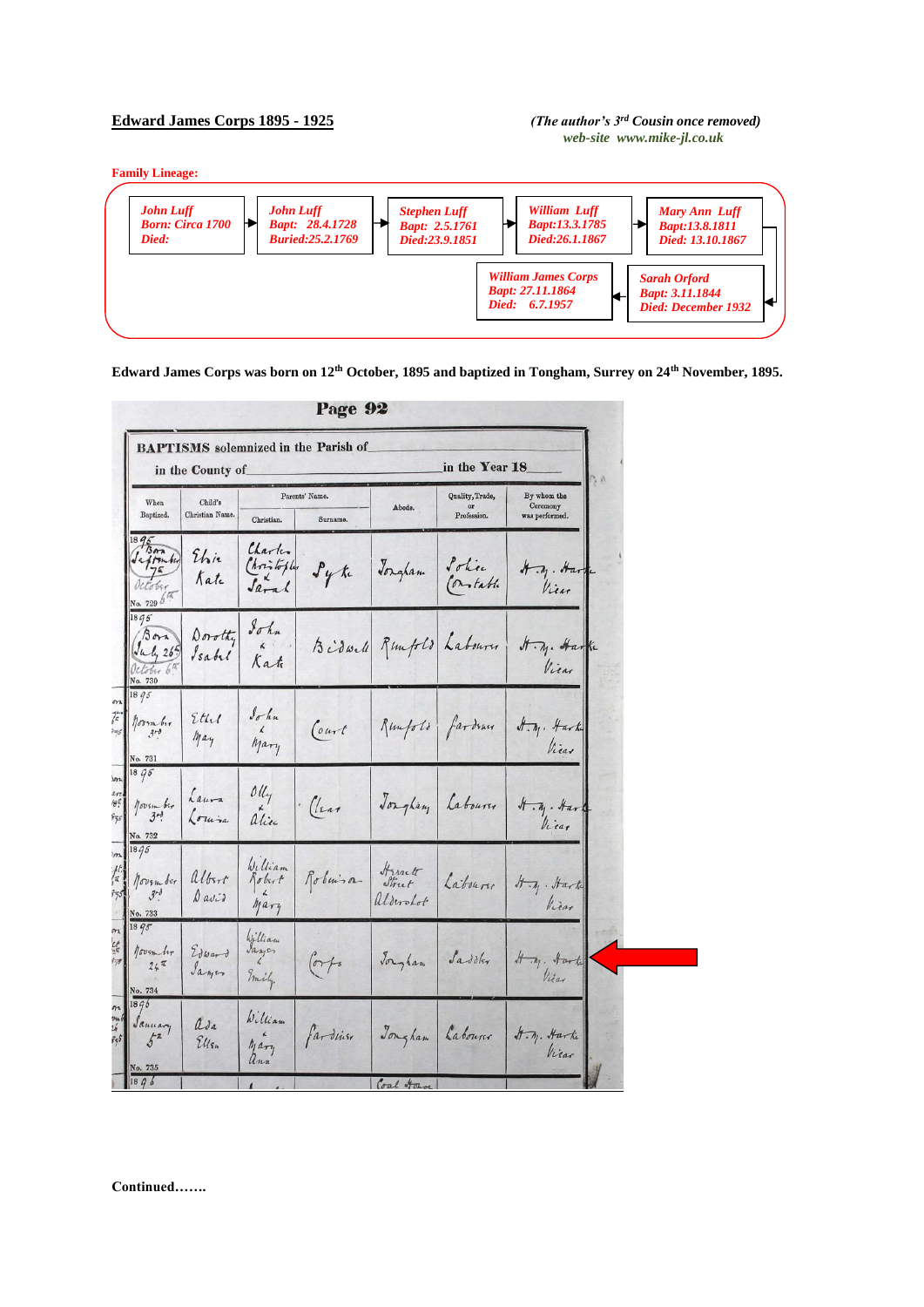**Edward James Corps 1895 - 1925**

*(The author's 3rd Cousin once removed)*
*web-site www.mike-jl.co.uk*

**Family Lineage:**

*John Luff*
*Born: Circa 1700*
*Died:*

→ *John Luff*
*Bapt: 28.4.1728*
*Buried:25.2.1769*

→ *Stephen Luff*
*Bapt: 2.5.1761*
*Died:23.9.1851*

→ *William Luff*
*Bapt:13.3.1785*
*Died:26.1.1867*

→ *Mary Ann Luff*
*Bapt:13.8.1811*
*Died: 13.10.1867*

→ *Sarah Orford*
*Bapt: 3.11.1844*
*Died: December 1932*

→ *William James Corps*
*Bapt: 27.11.1864*
*Died: 6.7.1957*

**Edward James Corps was born on 12th October, 1895 and baptized in Tongham, Surrey on 24th November, 1895.**

Page 92

BAPTISMS solemnized in the Parish of ______ in the County of ______ in the Year 18__

| When Baptized. | Child's Christian Name. | Parents' Name. Christian. | Parents' Name. Surname. | Abode. | Quality, Trade, or Profession. | By whom the Ceremony was performed. |
|---|---|---|---|---|---|---|
| 1895 Born September 7th October 6th No. 729 | Elsie Kate | Charles Christopher & Sarah | Pyke | Tongham | Police Constable | H. M. Harke Vicar |
| 1895 Born July 26th October 6th No. 730 | Dorothy Isabel | John & Kate | Bidwell | Runfold | Labourer | H. M. Harke Vicar |
| 1895 November 3rd No. 731 | Ethel May | John & Mary | Court | Runfold | Gardener | H. M. Harke Vicar |
| 1895 November 3rd No. 732 | Laura Louisa | Olly & Alice | Clear | Tongham | Labourer | H. M. Harke Vicar |
| 1895 November 3rd No. 733 | Albert David | William Robert & Mary | Robinson | Horsett Street Aldershot | Labourer | H. M. Harke Vicar |
| 1895 November 24th No. 734 | Edward James | William James & Emily | Corps | Tongham | Saddler | H. M. Harke Vicar |
| 1896 January 5th No. 735 | Ada Ellen | William & Mary Ann | Fardisse | Tongham | Labourer | H. M. Harke Vicar |

Continued…….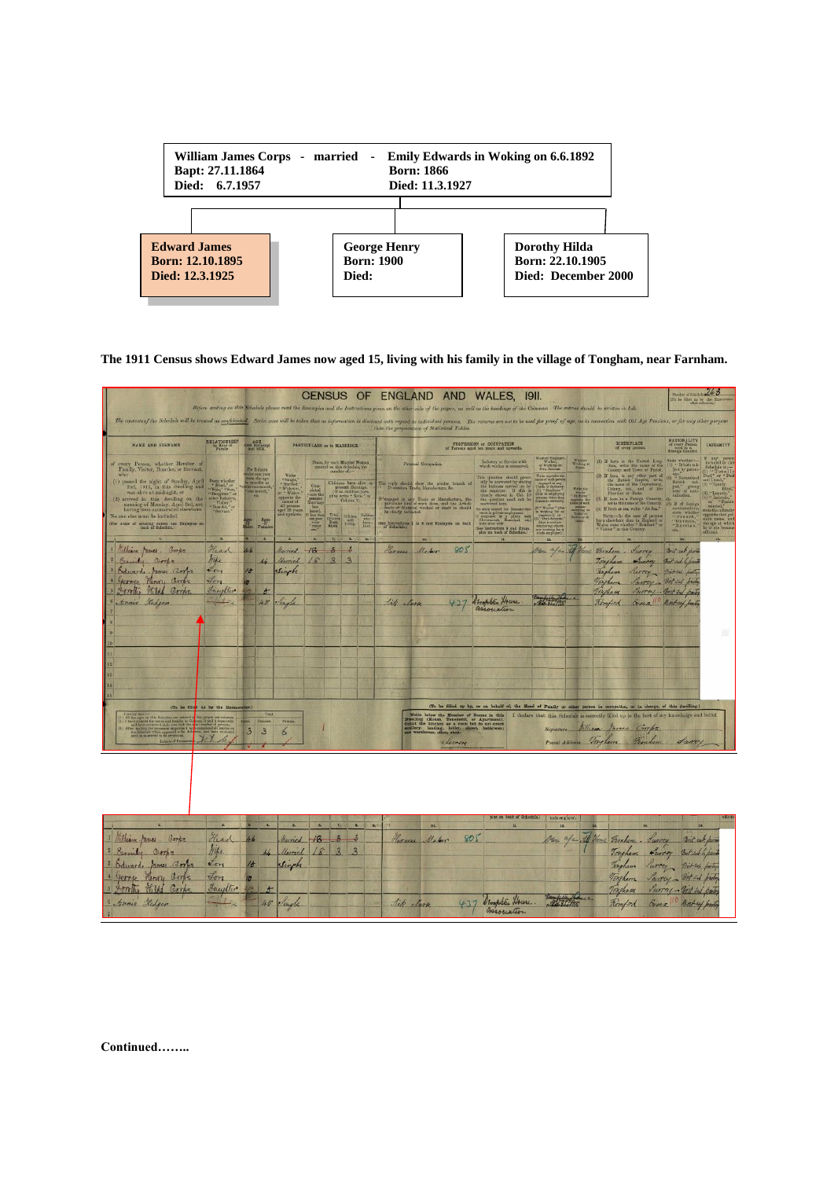| William James Corps - married - | Emily Edwards in Woking on 6.6.1892 |
|---|---|
| Bapt: 27.11.1864 | Born: 1866 |
| Died: 6.7.1957 | Died: 11.3.1927 |

| Edward James | George Henry | Dorothy Hilda |
|---|---|---|
| Born: 12.10.1895 | Born: 1900 | Born: 22.10.1905 |
| Died: 12.3.1925 | Died: | Died: December 2000 |

**The 1911 Census shows Edward James now aged 15, living with his family in the village of Tongham, near Farnham.**

**CENSUS OF ENGLAND AND WALES, 1911.**

| Name and Surname | Relationship to Head of Family | Age (Males) | Age (Females) | Particulars as to Marriage | Years married | Children born alive | Children still living | Personal Occupation | | | Employer/Worker | Birthplace | Nationality |
|---|---|---|---|---|---|---|---|---|---|---|---|---|---|
| William James Corps | Head | 46 | | Married | 18 | 3 | 3 | Harness Maker | 805 | | Own a/c | Farnham Surrey | Brit sub parents |
| Emily Corps | Wife | | 44 | Married | 18 | 3 | 3 | | | | | Tongham Surrey | Brit sub parents |
| Edward James Corps | Son | 15 | | Single | | | | | | | | Tongham Surrey | Brit sub parents |
| George Henry Corps | Son | 10 | | | | | | | | | | Tongham Surrey | Brit sub parents |
| Dorothy Hilda Corps | Daughter | | 5 | | | | | | | | | Tongham Surrey | Brit sub parents |
| Annie Hedger | | | 45 | Single | | | | Sick Nurse | 437 | Dumpkin House Association | | Romford Essex | Brit sub parents |

Signature: William James Corps

Postal Address: Tongham Farnham Surrey

Continued……..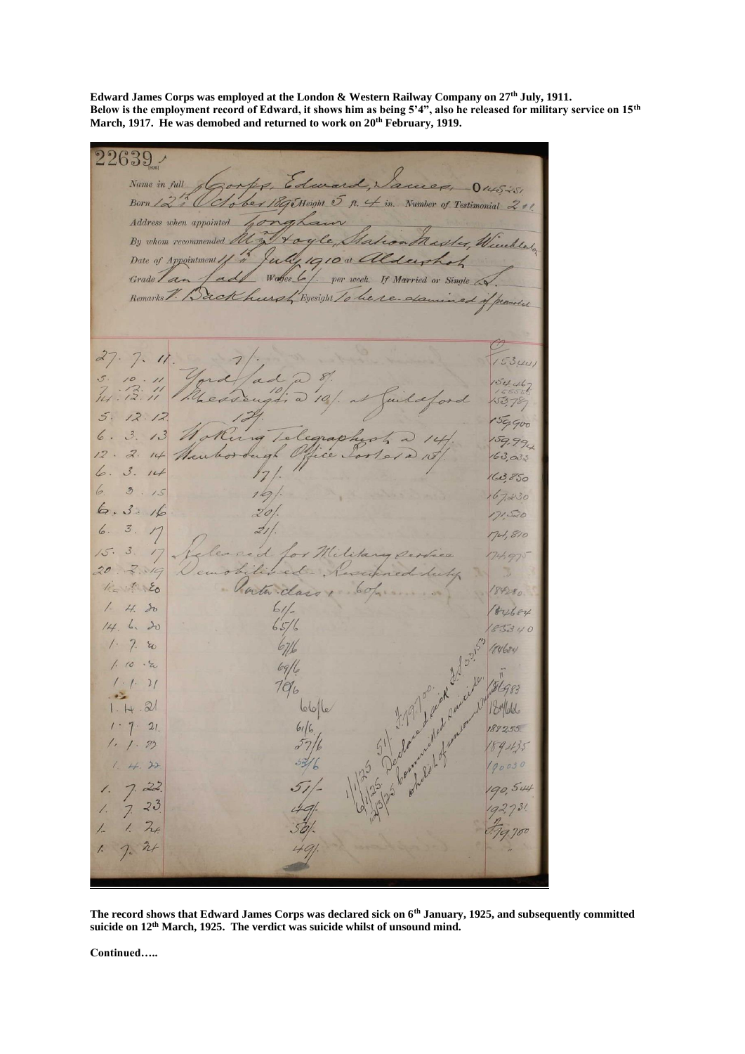**Edward James Corps was employed at the London & Western Railway Company on 27th July, 1911. Below is the employment record of Edward, it shows him as being 5'4", also he released for military service on 15th March, 1917. He was demobed and returned to work on 20th February, 1919.**

22639

Name in full Corps, Edward, James, 0145251

Born 12th October 1895 Height 5 ft. 4 in. Number of Testimonial 241

Address when appointed Tongham

By whom recommended Mr Hoyle, Station Master, Wimbledon

Date of Appointment 11th July 1910 at Aldershot

Grade Van Lad Wages 6/- per week. If Married or Single S

Remarks V. Brockhurst Eyesight To be re-examined if promoted

| Date | | Wages | No. |
|---|---|---|---|
| 27. 7. 11 | | 7/- | 153441 |
| 5. 10. 11 | Yard Lad @ 8/- | | 154467 |
| 14. 12. 11 | Messenger @ 10/- at Guildford | | 155558 / 153,787 |
| 5. 12. 12 | | 12/- | 159,900 |
| 6. 3. 13 | Woking Telegraphist @ 14/- | | 159,994 |
| 12. 2. 14 | Farnborough Office Porter @ 15/- | | 163,033 |
| 6. 3. 14 | | 17/- | 163,850 |
| 6. 3. 15 | | 19/- | 167,230 |
| 6. 3. 16 | | 20/- | 171,520 |
| 6. 3. 17 | | 21/- | 174,810 |
| 15. 3. 17 | Released for Military Service | | 174,975 |
| 20. 2. 19 | Demobilised. Resumed duty | | |
| 12. 1. 20 | Porter-class 1 60/- | | 184280 |
| 1. 4. 20 | | 61/- | 180,684 |
| 14. 6. 20 | | 65/6 | 183340 |
| 1. 7. 20 | | 67/6 | 184684 |
| 1. 10. 20 | | 69/6 | |
| 1. 1. 21 | | 70/6 | 186983 |
| 1. 4. 21 | | 66/6 | 184666 |
| 1. 7. 21 | | 61/6 | 188255 |
| 1. 1. 22 | | 57/6 | 189435 |
| 1. 4. 22 | | 53/6 | 190030 |
| 1. 7. 22 | | 51/- | 190,544 |
| 1. 7. 23 | | 49/- | 192,731 |
| 1. 1. 24 | | 50/- | 199,700 |
| 1. 7. 24 | | 49/- | " |

1/1/25 51/- 199700. F.S. 3/3153
6/1/25 Declared sick
12/3/25 Committed suicide whilst of unsound mind

**The record shows that Edward James Corps was declared sick on 6th January, 1925, and subsequently committed suicide on 12th March, 1925. The verdict was suicide whilst of unsound mind.**

**Continued…..**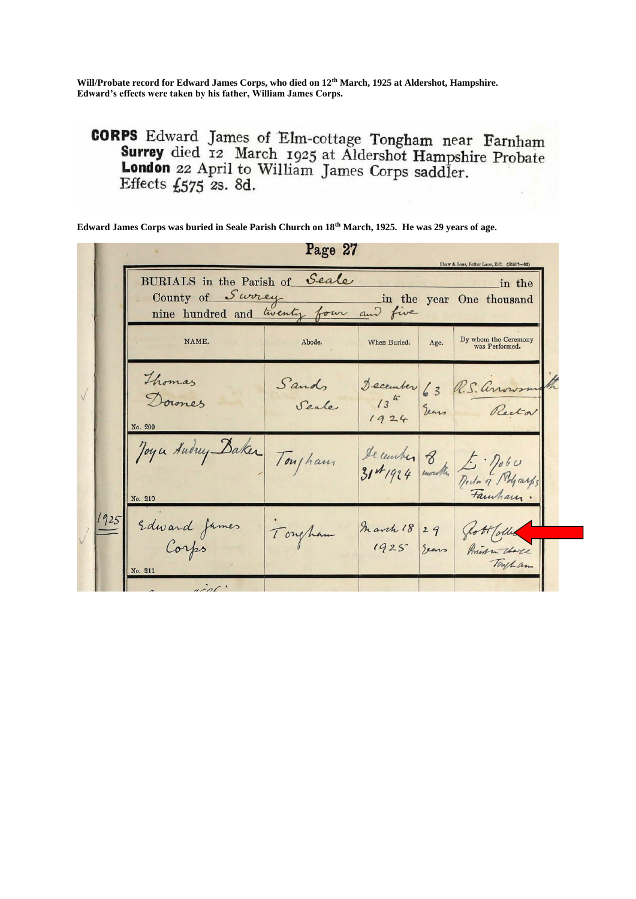**Will/Probate record for Edward James Corps, who died on 12th March, 1925 at Aldershot, Hampshire. Edward's effects were taken by his father, William James Corps.**

**CORPS** Edward James of Elm-cottage Tongham near Farnham **Surrey** died 12 March 1925 at Aldershot Hampshire Probate **London** 22 April to William James Corps saddler.
Effects £575 2s. 8d.

**Edward James Corps was buried in Seale Parish Church on 18th March, 1925. He was 29 years of age.**

Page 27

Shaw & Sons, Fetter Lane, E.C. (S1507—03)

BURIALS in the Parish of Seale in the County of Surrey in the year One thousand nine hundred and twenty four and five

| NAME. | Abode. | When Buried. | Age. | By whom the Ceremony was Performed. |
|---|---|---|---|---|
| Thomas Downes No. 209 | Sands Seale | December 13th 1924 | 63 Years | R.S. Arrowsmith Rector |
| Joyce Audrey Baker No. 210 | Tongham | December 31st 1924 | 8 months | E. Nobo Rector of St Polycarps Farnham. |
| 1925 Edward James Corps No. 211 | Tongham | March 18 1925 | 29 Years | Scott Collie Priest in charge Tongham |